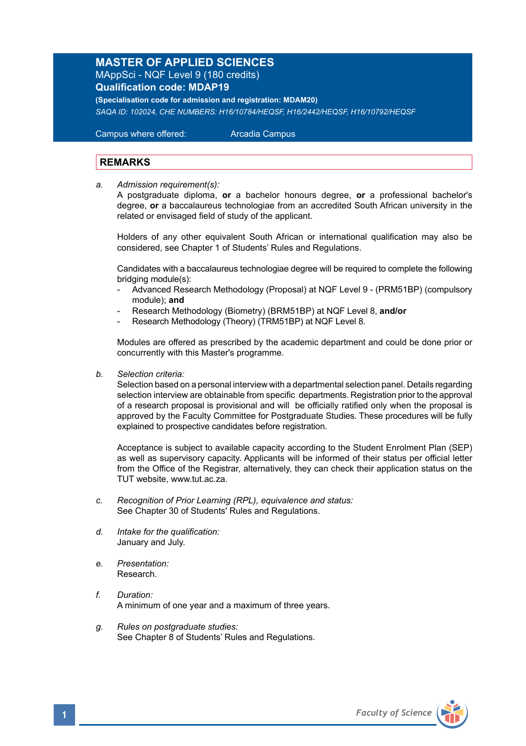# MASTER OF APPLIED SCIENCES

MAppSci - NQF Level 9 (180 credits)

**Qualification code: MDAP19**

**(Specialisation code for admission and registration: MDAM20)**

*SAQA ID: 102024, CHE NUMBERS: H16/10784/HEQSF, H16/2442/HEQSF, H16/10792/HEQSF*

Campus where offered: Arcadia Campus

## REMARKS

a. *Admission requirement(s):*
A postgraduate diploma, **or** a bachelor honours degree, **or** a professional bachelor's degree, **or** a baccalaureus technologiae from an accredited South African university in the related or envisaged field of study of the applicant.

Holders of any other equivalent South African or international qualification may also be considered, see Chapter 1 of Students' Rules and Regulations.

Candidates with a baccalaureus technologiae degree will be required to complete the following bridging module(s):
- Advanced Research Methodology (Proposal) at NQF Level 9 - (PRM51BP) (compulsory module); **and**
- Research Methodology (Biometry) (BRM51BP) at NQF Level 8, **and/or**
- Research Methodology (Theory) (TRM51BP) at NQF Level 8.

Modules are offered as prescribed by the academic department and could be done prior or concurrently with this Master's programme.

b. *Selection criteria:*
Selection based on a personal interview with a departmental selection panel. Details regarding selection interview are obtainable from specific departments. Registration prior to the approval of a research proposal is provisional and will be officially ratified only when the proposal is approved by the Faculty Committee for Postgraduate Studies. These procedures will be fully explained to prospective candidates before registration.

Acceptance is subject to available capacity according to the Student Enrolment Plan (SEP) as well as supervisory capacity. Applicants will be informed of their status per official letter from the Office of the Registrar, alternatively, they can check their application status on the TUT website, www.tut.ac.za.

c. *Recognition of Prior Learning (RPL), equivalence and status:*
See Chapter 30 of Students' Rules and Regulations.

d. *Intake for the qualification:*
January and July.

e. *Presentation:*
Research.

f. *Duration:*
A minimum of one year and a maximum of three years.

g. *Rules on postgraduate studies:*
See Chapter 8 of Students' Rules and Regulations.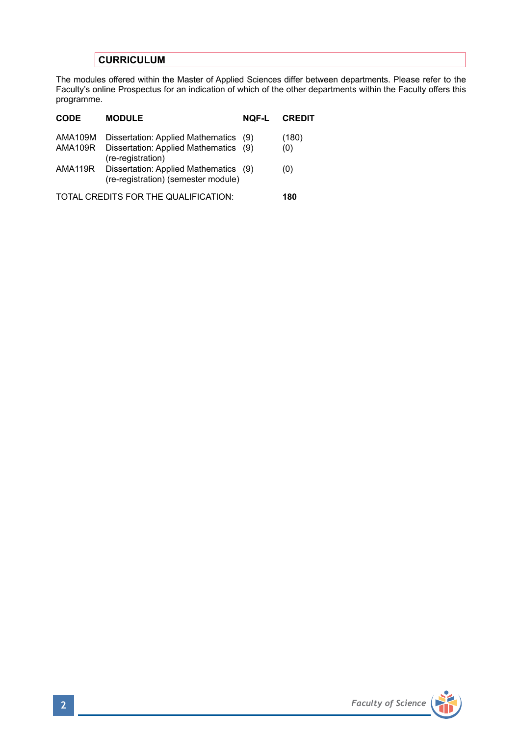## CURRICULUM

The modules offered within the Master of Applied Sciences differ between departments. Please refer to the Faculty's online Prospectus for an indication of which of the other departments within the Faculty offers this programme.

| CODE | MODULE | NQF-L | CREDIT |
|---|---|---|---|
| AMA109M | Dissertation: Applied Mathematics | (9) | (180) |
| AMA109R | Dissertation: Applied Mathematics (re-registration) | (9) | (0) |
| AMA119R | Dissertation: Applied Mathematics (re-registration) (semester module) | (9) | (0) |

TOTAL CREDITS FOR THE QUALIFICATION: **180**